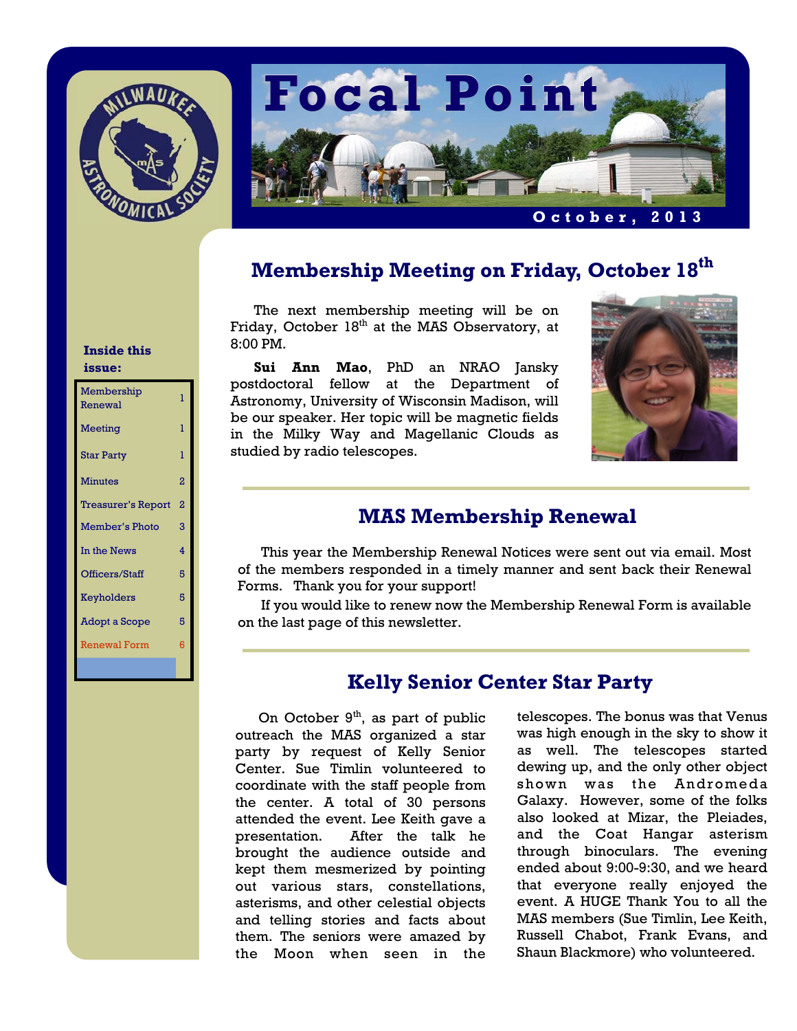# Focal Point

**October, 2013**

**Inside this issue:**

| | |
|---|---|
| Membership Renewal | 1 |
| Meeting | 1 |
| Star Party | 1 |
| Minutes | 2 |
| Treasurer's Report | 2 |
| Member's Photo | 3 |
| In the News | 4 |
| Officers/Staff | 5 |
| Keyholders | 5 |
| Adopt a Scope | 5 |
| Renewal Form | 6 |

## Membership Meeting on Friday, October 18th

The next membership meeting will be on Friday, October 18th at the MAS Observatory, at 8:00 PM.

**Sui Ann Mao**, PhD an NRAO Jansky postdoctoral fellow at the Department of Astronomy, University of Wisconsin Madison, will be our speaker. Her topic will be magnetic fields in the Milky Way and Magellanic Clouds as studied by radio telescopes.

## MAS Membership Renewal

This year the Membership Renewal Notices were sent out via email. Most of the members responded in a timely manner and sent back their Renewal Forms. Thank you for your support!

If you would like to renew now the Membership Renewal Form is available on the last page of this newsletter.

## Kelly Senior Center Star Party

On October 9th, as part of public outreach the MAS organized a star party by request of Kelly Senior Center. Sue Timlin volunteered to coordinate with the staff people from the center. A total of 30 persons attended the event. Lee Keith gave a presentation. After the talk he brought the audience outside and kept them mesmerized by pointing out various stars, constellations, asterisms, and other celestial objects and telling stories and facts about them. The seniors were amazed by the Moon when seen in the telescopes. The bonus was that Venus was high enough in the sky to show it as well. The telescopes started dewing up, and the only other object shown was the Andromeda Galaxy. However, some of the folks also looked at Mizar, the Pleiades, and the Coat Hangar asterism through binoculars. The evening ended about 9:00-9:30, and we heard that everyone really enjoyed the event. A HUGE Thank You to all the MAS members (Sue Timlin, Lee Keith, Russell Chabot, Frank Evans, and Shaun Blackmore) who volunteered.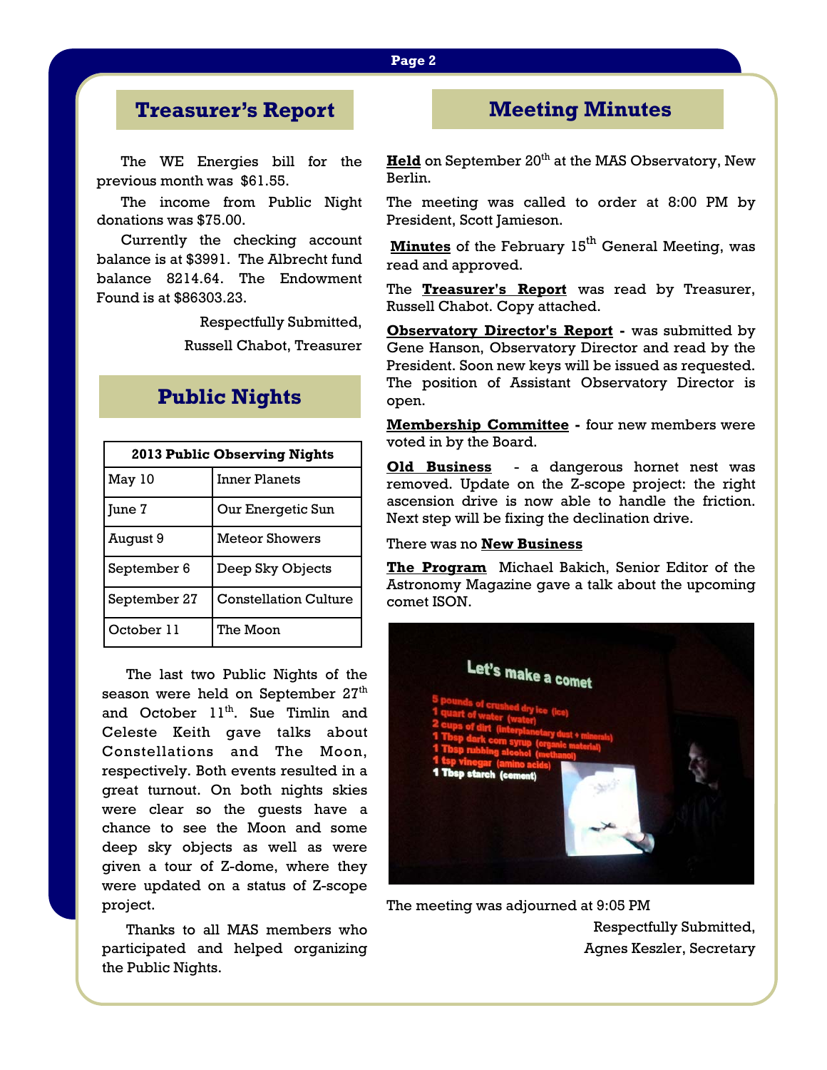## Treasurer's Report

The WE Energies bill for the previous month was $61.55.

The income from Public Night donations was $75.00.

Currently the checking account balance is at $3991. The Albrecht fund balance 8214.64. The Endowment Found is at $86303.23.

Respectfully Submitted,

Russell Chabot, Treasurer

## Public Nights

| 2013 Public Observing Nights | |
|---|---|
| May 10 | Inner Planets |
| June 7 | Our Energetic Sun |
| August 9 | Meteor Showers |
| September 6 | Deep Sky Objects |
| September 27 | Constellation Culture |
| October 11 | The Moon |

The last two Public Nights of the season were held on September 27th and October 11th. Sue Timlin and Celeste Keith gave talks about Constellations and The Moon, respectively. Both events resulted in a great turnout. On both nights skies were clear so the guests have a chance to see the Moon and some deep sky objects as well as were given a tour of Z-dome, where they were updated on a status of Z-scope project.

Thanks to all MAS members who participated and helped organizing the Public Nights.

## Meeting Minutes

**Held** on September 20th at the MAS Observatory, New Berlin.

The meeting was called to order at 8:00 PM by President, Scott Jamieson.

**Minutes** of the February 15th General Meeting, was read and approved.

The **Treasurer's Report** was read by Treasurer, Russell Chabot. Copy attached.

**Observatory Director's Report -** was submitted by Gene Hanson, Observatory Director and read by the President. Soon new keys will be issued as requested. The position of Assistant Observatory Director is open.

**Membership Committee -** four new members were voted in by the Board.

**Old Business** - a dangerous hornet nest was removed. Update on the Z-scope project: the right ascension drive is now able to handle the friction. Next step will be fixing the declination drive.

There was no **New Business**

**The Program** Michael Bakich, Senior Editor of the Astronomy Magazine gave a talk about the upcoming comet ISON.

The meeting was adjourned at 9:05 PM

Respectfully Submitted,

Agnes Keszler, Secretary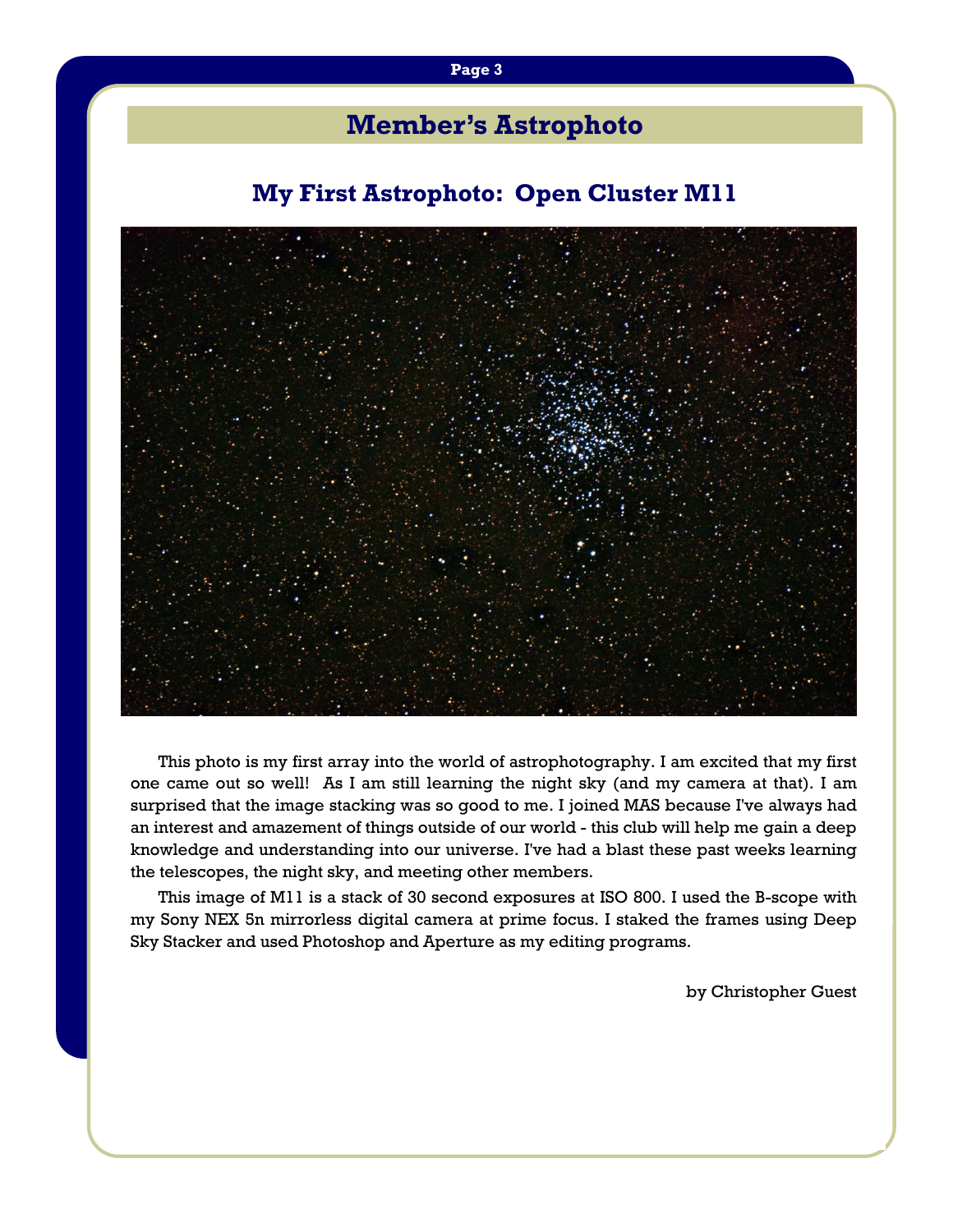# Member's Astrophoto

## My First Astrophoto: Open Cluster M11

This photo is my first array into the world of astrophotography. I am excited that my first one came out so well! As I am still learning the night sky (and my camera at that). I am surprised that the image stacking was so good to me. I joined MAS because I've always had an interest and amazement of things outside of our world - this club will help me gain a deep knowledge and understanding into our universe. I've had a blast these past weeks learning the telescopes, the night sky, and meeting other members.

This image of M11 is a stack of 30 second exposures at ISO 800. I used the B-scope with my Sony NEX 5n mirrorless digital camera at prime focus. I staked the frames using Deep Sky Stacker and used Photoshop and Aperture as my editing programs.

by Christopher Guest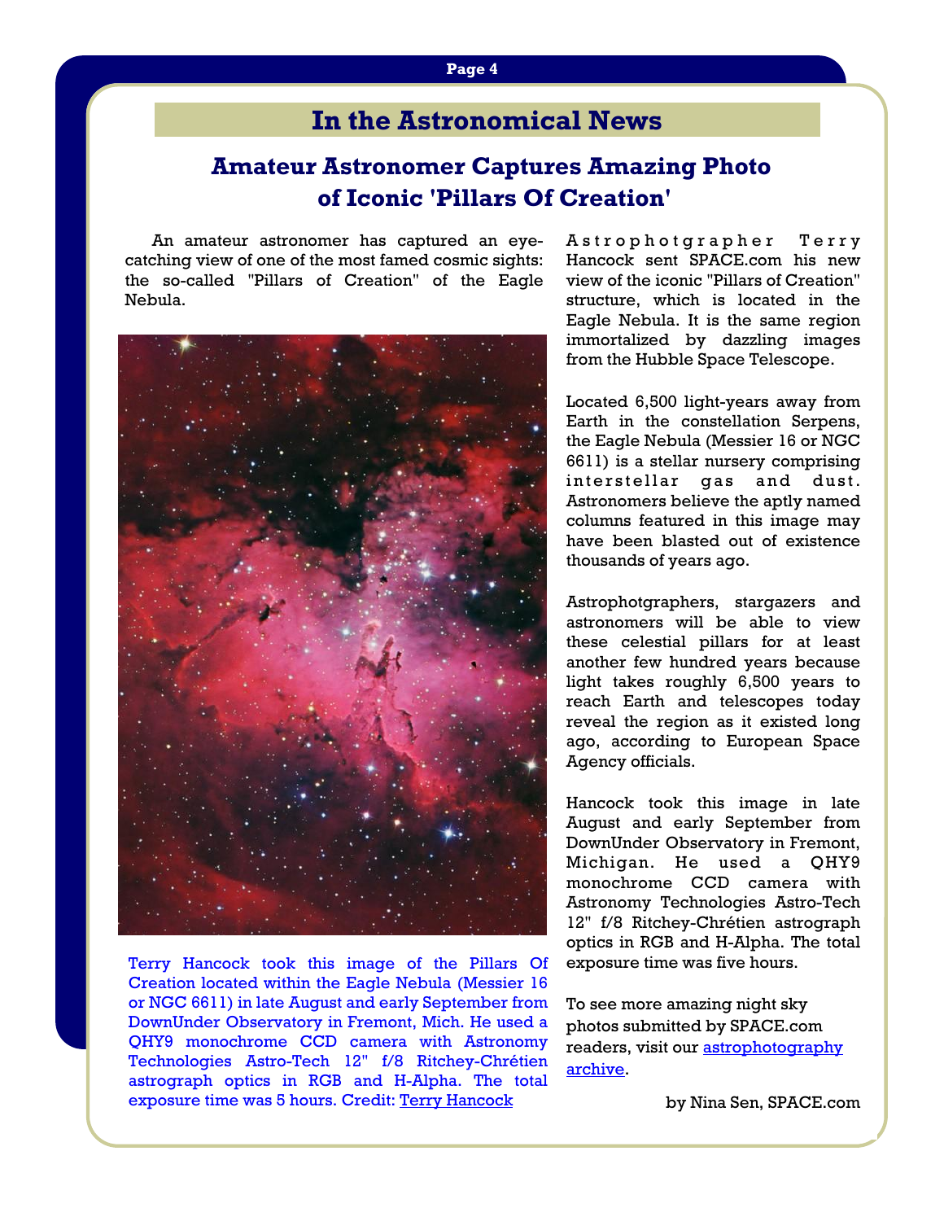# In the Astronomical News

## Amateur Astronomer Captures Amazing Photo of Iconic 'Pillars Of Creation'

An amateur astronomer has captured an eye-catching view of one of the most famed cosmic sights: the so-called "Pillars of Creation" of the Eagle Nebula.

Terry Hancock took this image of the Pillars Of Creation located within the Eagle Nebula (Messier 16 or NGC 6611) in late August and early September from DownUnder Observatory in Fremont, Mich. He used a QHY9 monochrome CCD camera with Astronomy Technologies Astro-Tech 12" f/8 Ritchey-Chrétien astrograph optics in RGB and H-Alpha. The total exposure time was 5 hours. Credit: [Terry Hancock]

Astrophotgrapher Terry Hancock sent SPACE.com his new view of the iconic "Pillars of Creation" structure, which is located in the Eagle Nebula. It is the same region immortalized by dazzling images from the Hubble Space Telescope.

Located 6,500 light-years away from Earth in the constellation Serpens, the Eagle Nebula (Messier 16 or NGC 6611) is a stellar nursery comprising interstellar gas and dust. Astronomers believe the aptly named columns featured in this image may have been blasted out of existence thousands of years ago.

Astrophotgraphers, stargazers and astronomers will be able to view these celestial pillars for at least another few hundred years because light takes roughly 6,500 years to reach Earth and telescopes today reveal the region as it existed long ago, according to European Space Agency officials.

Hancock took this image in late August and early September from DownUnder Observatory in Fremont, Michigan. He used a QHY9 monochrome CCD camera with Astronomy Technologies Astro-Tech 12" f/8 Ritchey-Chrétien astrograph optics in RGB and H-Alpha. The total exposure time was five hours.

To see more amazing night sky photos submitted by SPACE.com readers, visit our astrophotography archive.

by Nina Sen, SPACE.com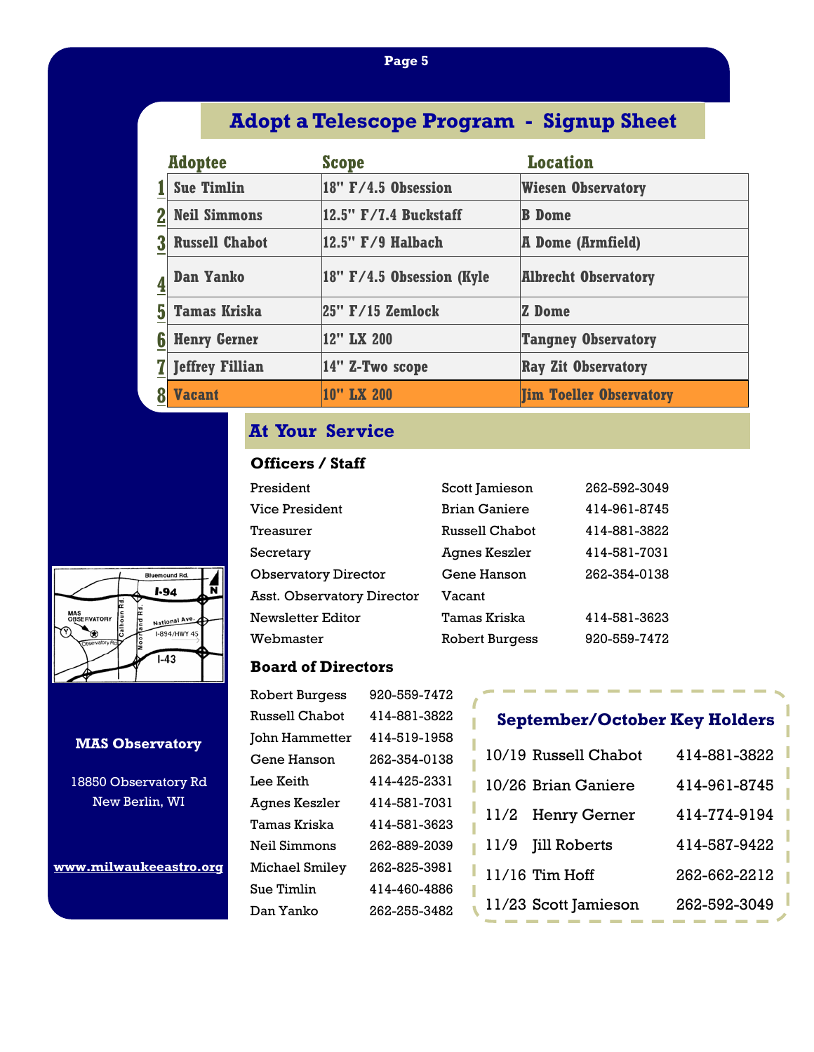## Adopt a Telescope Program - Signup Sheet

| | Adoptee | Scope | Location |
|---|---|---|---|
| 1 | Sue Timlin | 18" F/4.5 Obsession | Wiesen Observatory |
| 2 | Neil Simmons | 12.5" F/7.4 Buckstaff | B Dome |
| 3 | Russell Chabot | 12.5" F/9 Halbach | A Dome (Armfield) |
| 4 | Dan Yanko | 18" F/4.5 Obsession (Kyle | Albrecht Observatory |
| 5 | Tamas Kriska | 25" F/15 Zemlock | Z Dome |
| 6 | Henry Gerner | 12" LX 200 | Tangney Observatory |
| 7 | Jeffrey Fillian | 14" Z-Two scope | Ray Zit Observatory |
| 8 | Vacant | 10" LX 200 | Jim Toeller Observatory |

## At Your Service

### Officers / Staff

| | | |
|---|---|---|
| President | Scott Jamieson | 262-592-3049 |
| Vice President | Brian Ganiere | 414-961-8745 |
| Treasurer | Russell Chabot | 414-881-3822 |
| Secretary | Agnes Keszler | 414-581-7031 |
| Observatory Director | Gene Hanson | 262-354-0138 |
| Asst. Observatory Director | Vacant | |
| Newsletter Editor | Tamas Kriska | 414-581-3623 |
| Webmaster | Robert Burgess | 920-559-7472 |

### Board of Directors

| | |
|---|---|
| Robert Burgess | 920-559-7472 |
| Russell Chabot | 414-881-3822 |
| John Hammetter | 414-519-1958 |
| Gene Hanson | 262-354-0138 |
| Lee Keith | 414-425-2331 |
| Agnes Keszler | 414-581-7031 |
| Tamas Kriska | 414-581-3623 |
| Neil Simmons | 262-889-2039 |
| Michael Smiley | 262-825-3981 |
| Sue Timlin | 414-460-4886 |
| Dan Yanko | 262-255-3482 |

### September/October Key Holders

| | | |
|---|---|---|
| 10/19 | Russell Chabot | 414-881-3822 |
| 10/26 | Brian Ganiere | 414-961-8745 |
| 11/2 | Henry Gerner | 414-774-9194 |
| 11/9 | Jill Roberts | 414-587-9422 |
| 11/16 | Tim Hoff | 262-662-2212 |
| 11/23 | Scott Jamieson | 262-592-3049 |

Bluemound Rd. · I-94 · N · MAS OBSERVATORY · Calhoun Rd. · Moorland Rd. · National Ave. · I-894/HWY 45 · Observatory Rd · Y · I-43

**MAS Observatory**

18850 Observatory Rd
New Berlin, WI

**www.milwaukeeastro.org**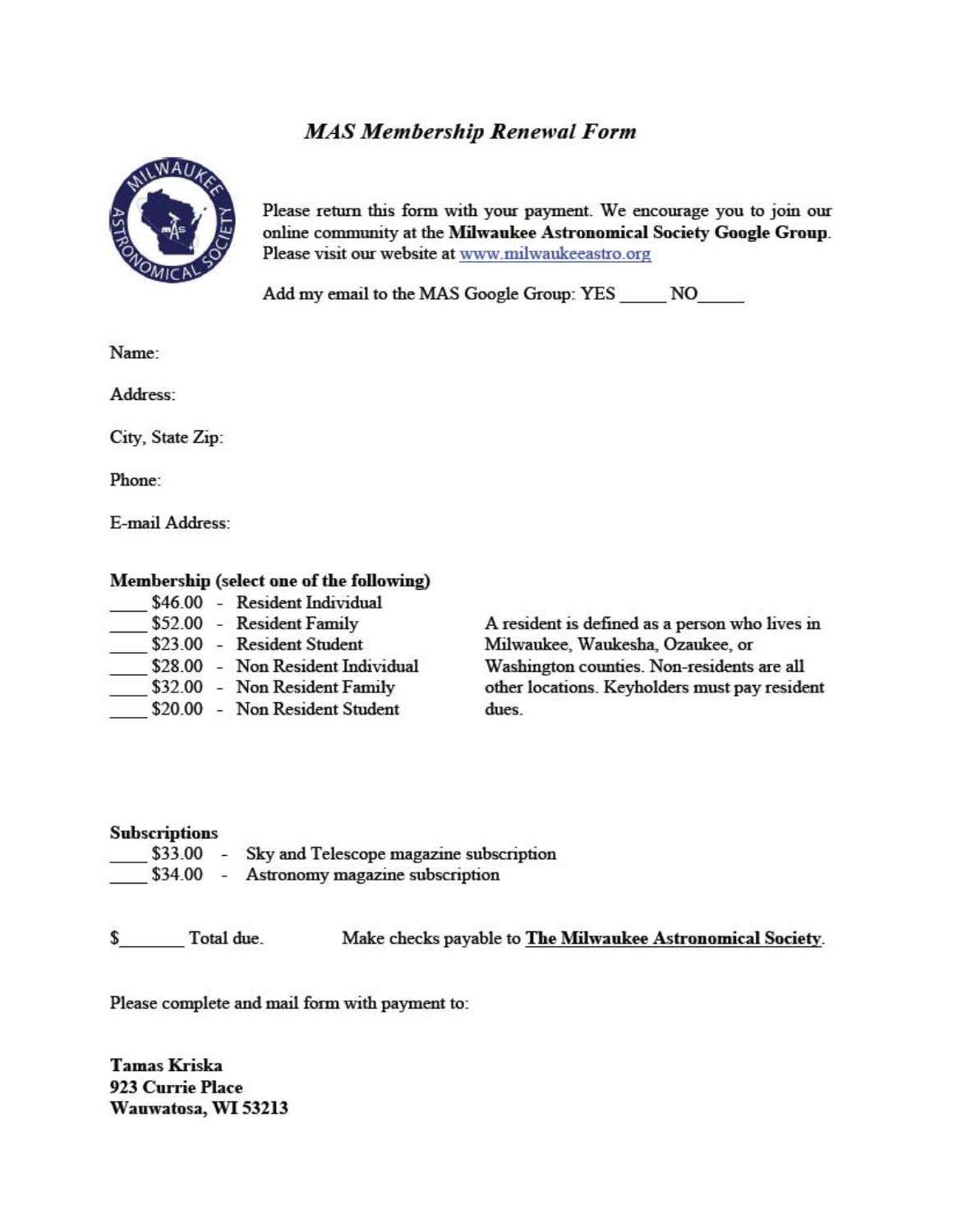## *MAS Membership Renewal Form*

Please return this form with your payment. We encourage you to join our online community at the **Milwaukee Astronomical Society Google Group**. Please visit our website at www.milwaukeeastro.org

Add my email to the MAS Google Group: YES _____ NO_____

Name:

Address:

City, State Zip:

Phone:

E-mail Address:

**Membership (select one of the following)**

____ $46.00 - Resident Individual
____ $52.00 - Resident Family
____ $23.00 - Resident Student
____ $28.00 - Non Resident Individual
____ $32.00 - Non Resident Family
____ $20.00 - Non Resident Student

A resident is defined as a person who lives in Milwaukee, Waukesha, Ozaukee, or Washington counties. Non-residents are all other locations. Keyholders must pay resident dues.

**Subscriptions**

____ $33.00 - Sky and Telescope magazine subscription
____ $34.00 - Astronomy magazine subscription

$_______ Total due. Make checks payable to **The Milwaukee Astronomical Society**.

Please complete and mail form with payment to:

**Tamas Kriska**
**923 Currie Place**
**Wauwatosa, WI 53213**